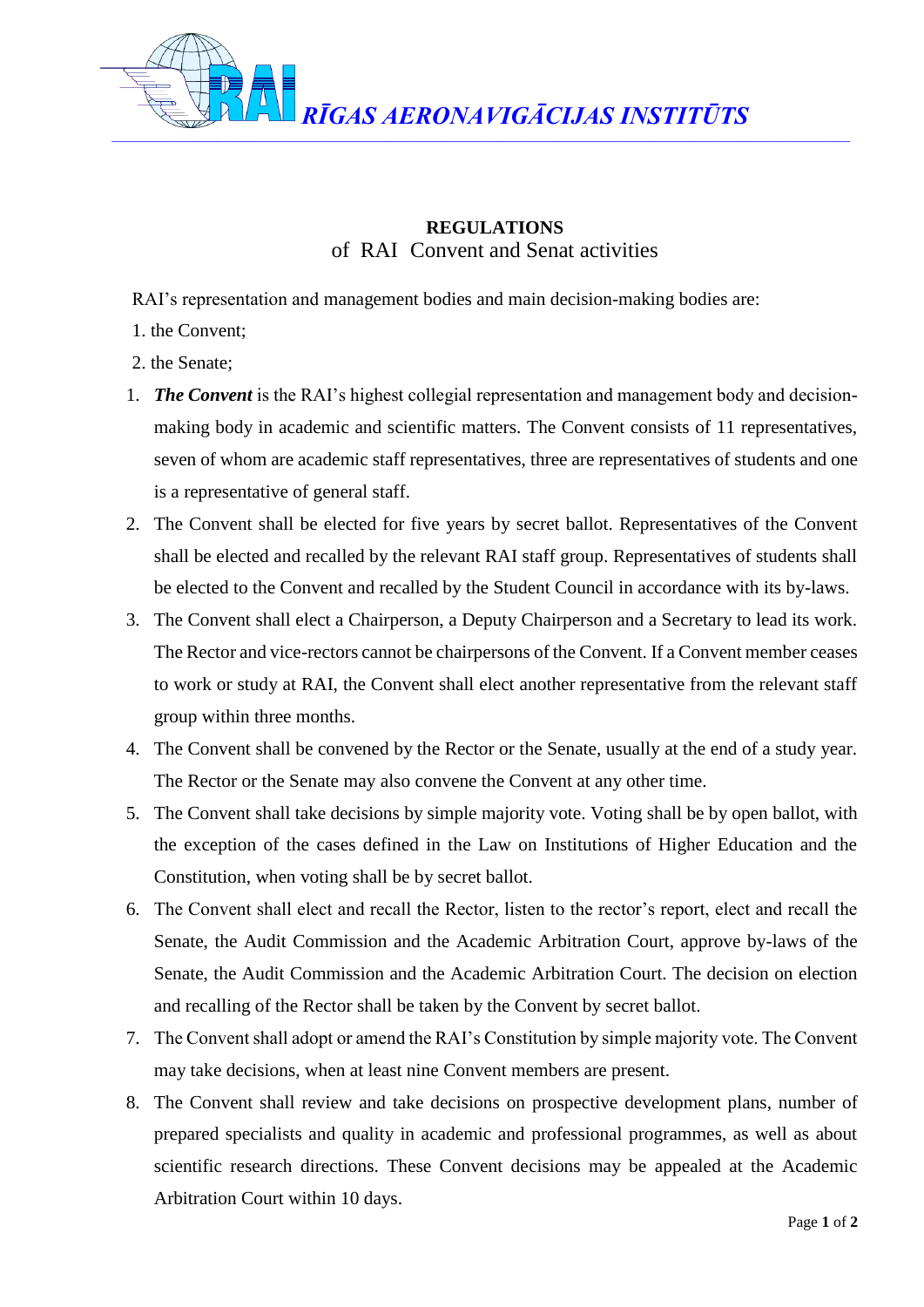RĪGAS AERONAVIGĀCIJAS INSTITŪTS

**REGULATIONS**
of RAI Convent and Senat activities

RAI's representation and management bodies and main decision-making bodies are:

1. the Convent;
2. the Senate;

1. ***The Convent*** is the RAI's highest collegial representation and management body and decision-making body in academic and scientific matters. The Convent consists of 11 representatives, seven of whom are academic staff representatives, three are representatives of students and one is a representative of general staff.
2. The Convent shall be elected for five years by secret ballot. Representatives of the Convent shall be elected and recalled by the relevant RAI staff group. Representatives of students shall be elected to the Convent and recalled by the Student Council in accordance with its by-laws.
3. The Convent shall elect a Chairperson, a Deputy Chairperson and a Secretary to lead its work. The Rector and vice-rectors cannot be chairpersons of the Convent. If a Convent member ceases to work or study at RAI, the Convent shall elect another representative from the relevant staff group within three months.
4. The Convent shall be convened by the Rector or the Senate, usually at the end of a study year. The Rector or the Senate may also convene the Convent at any other time.
5. The Convent shall take decisions by simple majority vote. Voting shall be by open ballot, with the exception of the cases defined in the Law on Institutions of Higher Education and the Constitution, when voting shall be by secret ballot.
6. The Convent shall elect and recall the Rector, listen to the rector's report, elect and recall the Senate, the Audit Commission and the Academic Arbitration Court, approve by-laws of the Senate, the Audit Commission and the Academic Arbitration Court. The decision on election and recalling of the Rector shall be taken by the Convent by secret ballot.
7. The Convent shall adopt or amend the RAI's Constitution by simple majority vote. The Convent may take decisions, when at least nine Convent members are present.
8. The Convent shall review and take decisions on prospective development plans, number of prepared specialists and quality in academic and professional programmes, as well as about scientific research directions. These Convent decisions may be appealed at the Academic Arbitration Court within 10 days.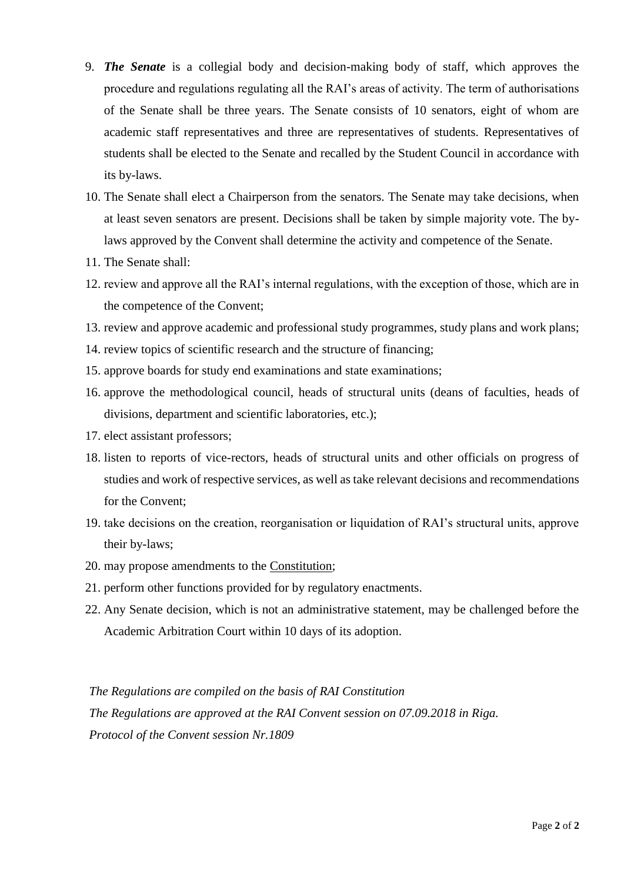9. ***The Senate*** is a collegial body and decision-making body of staff, which approves the procedure and regulations regulating all the RAI's areas of activity. The term of authorisations of the Senate shall be three years. The Senate consists of 10 senators, eight of whom are academic staff representatives and three are representatives of students. Representatives of students shall be elected to the Senate and recalled by the Student Council in accordance with its by-laws.
10. The Senate shall elect a Chairperson from the senators. The Senate may take decisions, when at least seven senators are present. Decisions shall be taken by simple majority vote. The by-laws approved by the Convent shall determine the activity and competence of the Senate.
11. The Senate shall:
12. review and approve all the RAI's internal regulations, with the exception of those, which are in the competence of the Convent;
13. review and approve academic and professional study programmes, study plans and work plans;
14. review topics of scientific research and the structure of financing;
15. approve boards for study end examinations and state examinations;
16. approve the methodological council, heads of structural units (deans of faculties, heads of divisions, department and scientific laboratories, etc.);
17. elect assistant professors;
18. listen to reports of vice-rectors, heads of structural units and other officials on progress of studies and work of respective services, as well as take relevant decisions and recommendations for the Convent;
19. take decisions on the creation, reorganisation or liquidation of RAI's structural units, approve their by-laws;
20. may propose amendments to the Constitution;
21. perform other functions provided for by regulatory enactments.
22. Any Senate decision, which is not an administrative statement, may be challenged before the Academic Arbitration Court within 10 days of its adoption.

*The Regulations are compiled on the basis of RAI Constitution*

*The Regulations are approved at the RAI Convent session on 07.09.2018 in Riga.*

*Protocol of the Convent session Nr.1809*